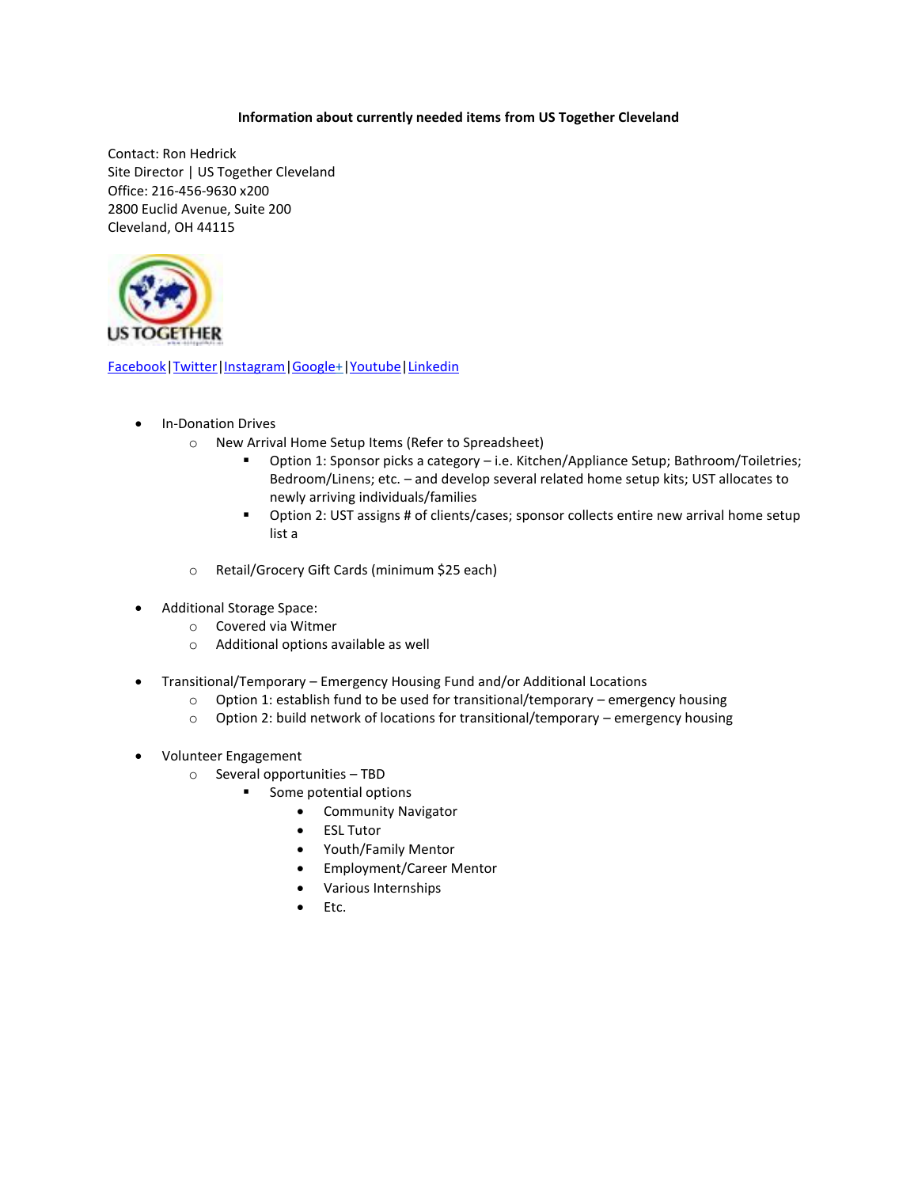**Information about currently needed items from US Together Cleveland**

Contact: Ron Hedrick
Site Director | US Together Cleveland
Office: 216-456-9630 x200
2800 Euclid Avenue, Suite 200
Cleveland, OH 44115

[Facebook](#)|[Twitter](#)|[Instagram](#)|[Google+](#)|[Youtube](#)|[Linkedin](#)

- In-Donation Drives
  - New Arrival Home Setup Items (Refer to Spreadsheet)
    - Option 1: Sponsor picks a category – i.e. Kitchen/Appliance Setup; Bathroom/Toiletries; Bedroom/Linens; etc. – and develop several related home setup kits; UST allocates to newly arriving individuals/families
    - Option 2: UST assigns # of clients/cases; sponsor collects entire new arrival home setup list a
  - Retail/Grocery Gift Cards (minimum $25 each)
- Additional Storage Space:
  - Covered via Witmer
  - Additional options available as well
- Transitional/Temporary – Emergency Housing Fund and/or Additional Locations
  - Option 1: establish fund to be used for transitional/temporary – emergency housing
  - Option 2: build network of locations for transitional/temporary – emergency housing
- Volunteer Engagement
  - Several opportunities – TBD
    - Some potential options
      - Community Navigator
      - ESL Tutor
      - Youth/Family Mentor
      - Employment/Career Mentor
      - Various Internships
      - Etc.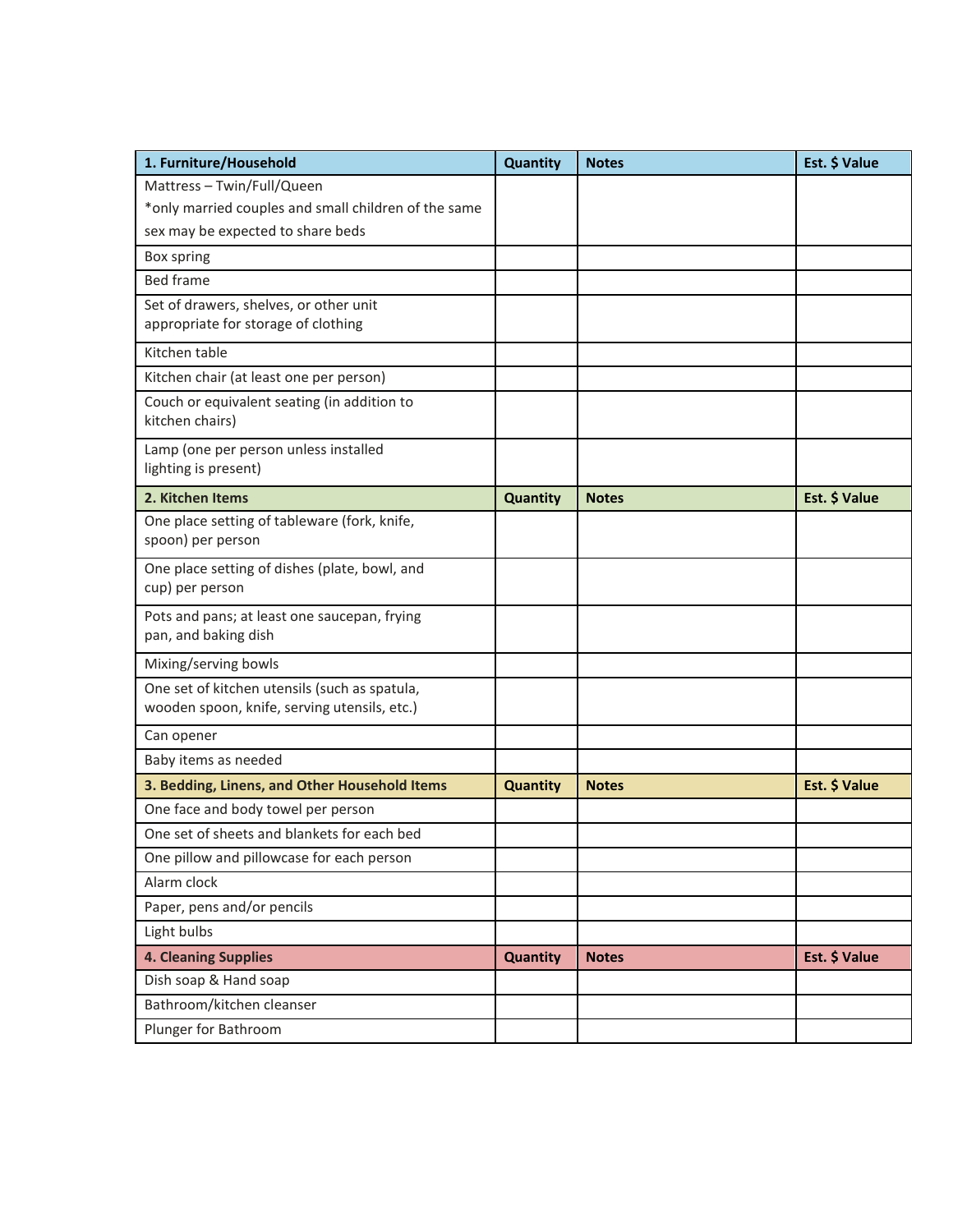| 1. Furniture/Household | Quantity | Notes | Est. $ Value |
|---|---|---|---|
| Mattress – Twin/Full/Queen *only married couples and small children of the same sex may be expected to share beds | | | |
| Box spring | | | |
| Bed frame | | | |
| Set of drawers, shelves, or other unit appropriate for storage of clothing | | | |
| Kitchen table | | | |
| Kitchen chair (at least one per person) | | | |
| Couch or equivalent seating (in addition to kitchen chairs) | | | |
| Lamp (one per person unless installed lighting is present) | | | |
| **2. Kitchen Items** | **Quantity** | **Notes** | **Est. $ Value** |
| One place setting of tableware (fork, knife, spoon) per person | | | |
| One place setting of dishes (plate, bowl, and cup) per person | | | |
| Pots and pans; at least one saucepan, frying pan, and baking dish | | | |
| Mixing/serving bowls | | | |
| One set of kitchen utensils (such as spatula, wooden spoon, knife, serving utensils, etc.) | | | |
| Can opener | | | |
| Baby items as needed | | | |
| **3. Bedding, Linens, and Other Household Items** | **Quantity** | **Notes** | **Est. $ Value** |
| One face and body towel per person | | | |
| One set of sheets and blankets for each bed | | | |
| One pillow and pillowcase for each person | | | |
| Alarm clock | | | |
| Paper, pens and/or pencils | | | |
| Light bulbs | | | |
| **4. Cleaning Supplies** | **Quantity** | **Notes** | **Est. $ Value** |
| Dish soap & Hand soap | | | |
| Bathroom/kitchen cleanser | | | |
| Plunger for Bathroom | | | |